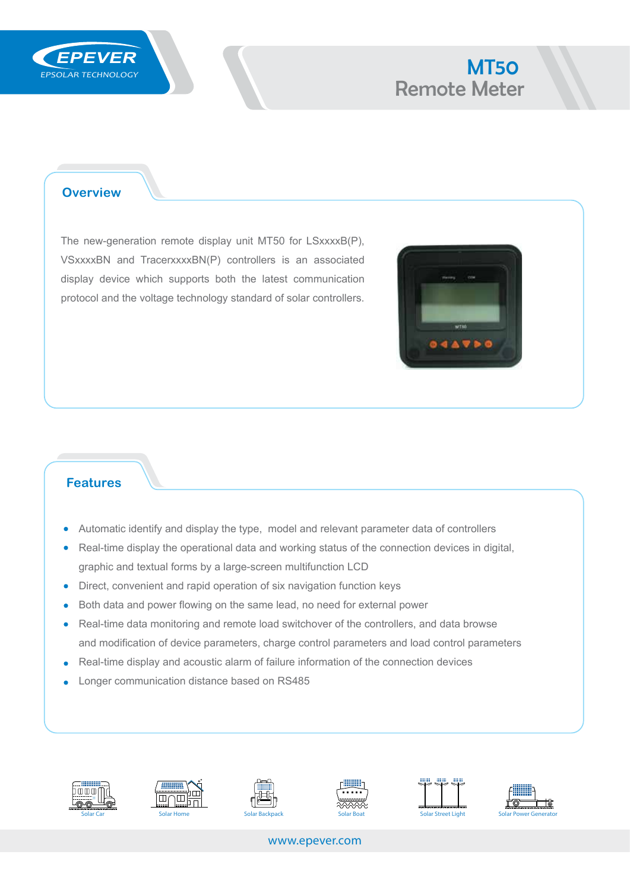EPEVER
EPSOLAR TECHNOLOGY

# MT50
# Remote Meter

## Overview

The new-generation remote display unit MT50 for LSxxxxB(P), VSxxxxBN and TracerxxxxBN(P) controllers is an associated display device which supports both the latest communication protocol and the voltage technology standard of solar controllers.

## Features

- Automatic identify and display the type, model and relevant parameter data of controllers
- Real-time display the operational data and working status of the connection devices in digital, graphic and textual forms by a large-screen multifunction LCD
- Direct, convenient and rapid operation of six navigation function keys
- Both data and power flowing on the same lead, no need for external power
- Real-time data monitoring and remote load switchover of the controllers, and data browse and modification of device parameters, charge control parameters and load control parameters
- Real-time display and acoustic alarm of failure information of the connection devices
- Longer communication distance based on RS485

Solar Car Solar Home Solar Backpack Solar Boat Solar Street Light Solar Power Generator

www.epever.com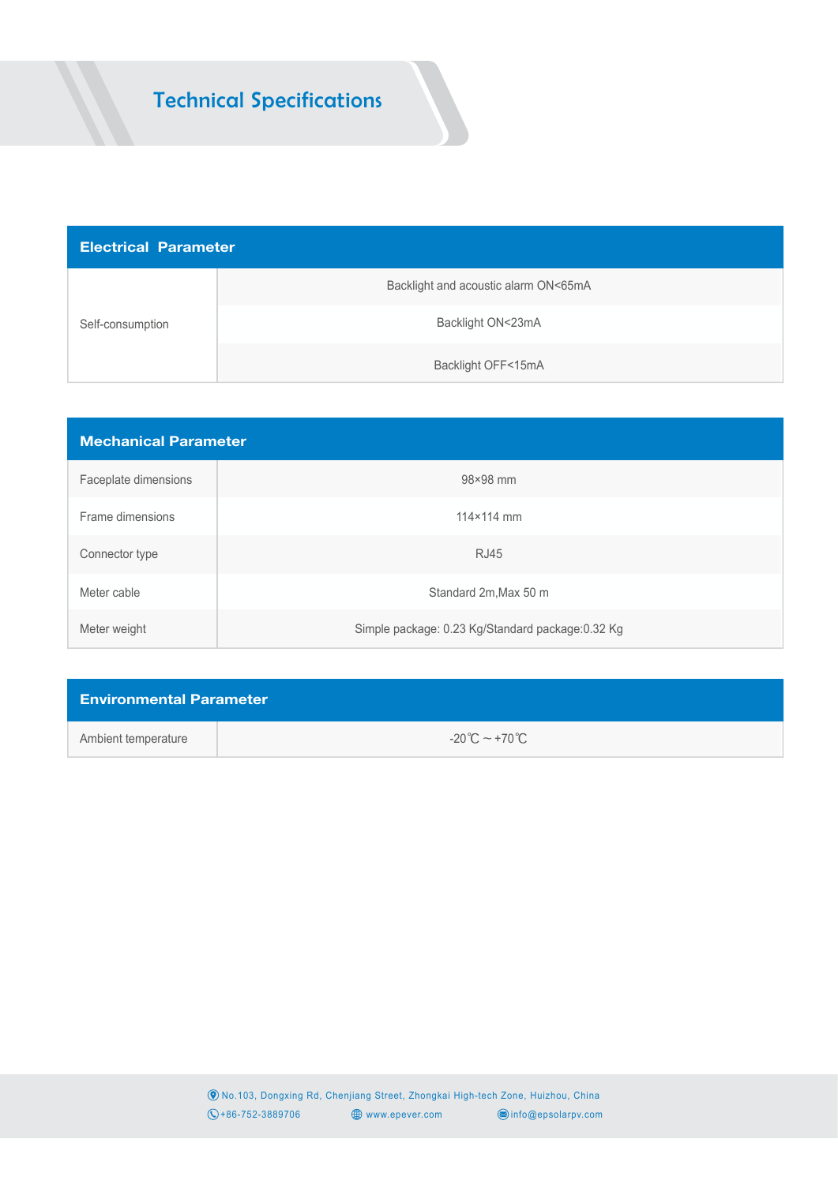# Technical Specifications

| Electrical Parameter | |
|---|---|
| Self-consumption | Backlight and acoustic alarm ON<65mA |
| | Backlight ON<23mA |
| | Backlight OFF<15mA |

| Mechanical Parameter | |
|---|---|
| Faceplate dimensions | 98×98 mm |
| Frame dimensions | 114×114 mm |
| Connector type | RJ45 |
| Meter cable | Standard 2m,Max 50 m |
| Meter weight | Simple package: 0.23 Kg/Standard package:0.32 Kg |

| Environmental Parameter | |
|---|---|
| Ambient temperature | -20℃ ~ +70℃ |

No.103, Dongxing Rd, Chenjiang Street, Zhongkai High-tech Zone, Huizhou, China

+86-752-3889706 www.epever.com info@epsolarpv.com